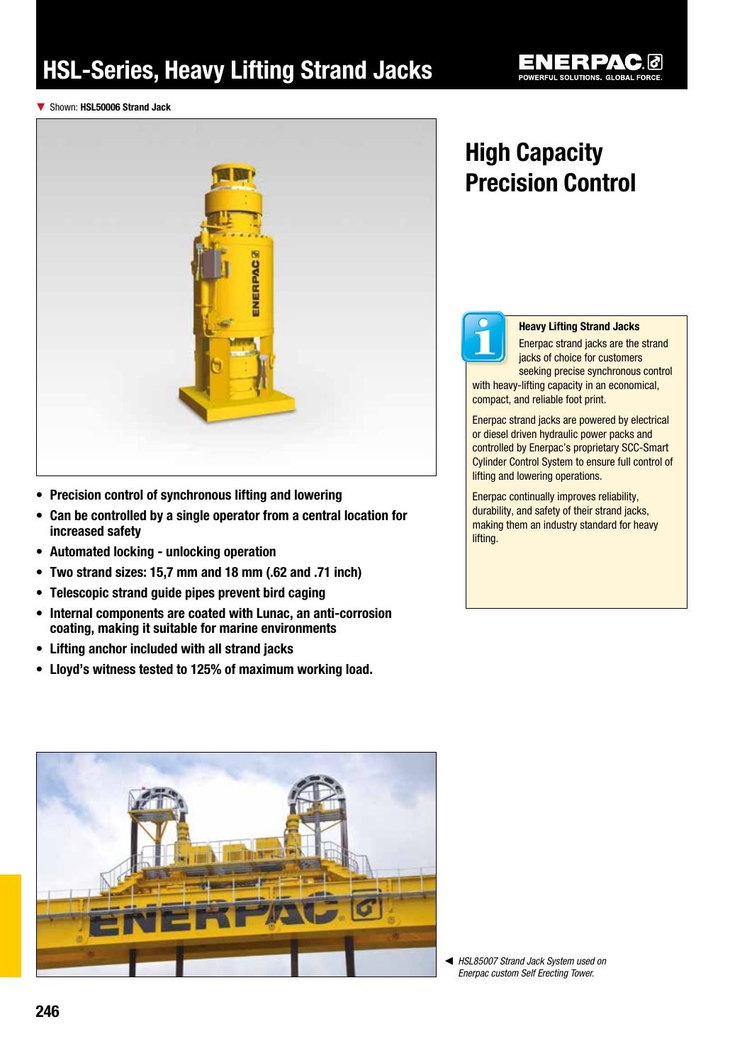# HSL-Series, Heavy Lifting Strand Jacks

▼ Shown: **HSL50006 Strand Jack**

## High Capacity Precision Control

- **Precision control of synchronous lifting and lowering**
- **Can be controlled by a single operator from a central location for increased safety**
- **Automated locking - unlocking operation**
- **Two strand sizes: 15,7 mm and 18 mm (.62 and .71 inch)**
- **Telescopic strand guide pipes prevent bird caging**
- **Internal components are coated with Lunac, an anti-corrosion coating, making it suitable for marine environments**
- **Lifting anchor included with all strand jacks**
- **Lloyd's witness tested to 125% of maximum working load.**

**Heavy Lifting Strand Jacks**

Enerpac strand jacks are the strand jacks of choice for customers seeking precise synchronous control with heavy-lifting capacity in an economical, compact, and reliable foot print.

Enerpac strand jacks are powered by electrical or diesel driven hydraulic power packs and controlled by Enerpac's proprietary SCC-Smart Cylinder Control System to ensure full control of lifting and lowering operations.

Enerpac continually improves reliability, durability, and safety of their strand jacks, making them an industry standard for heavy lifting.

◄ *HSL85007 Strand Jack System used on Enerpac custom Self Erecting Tower.*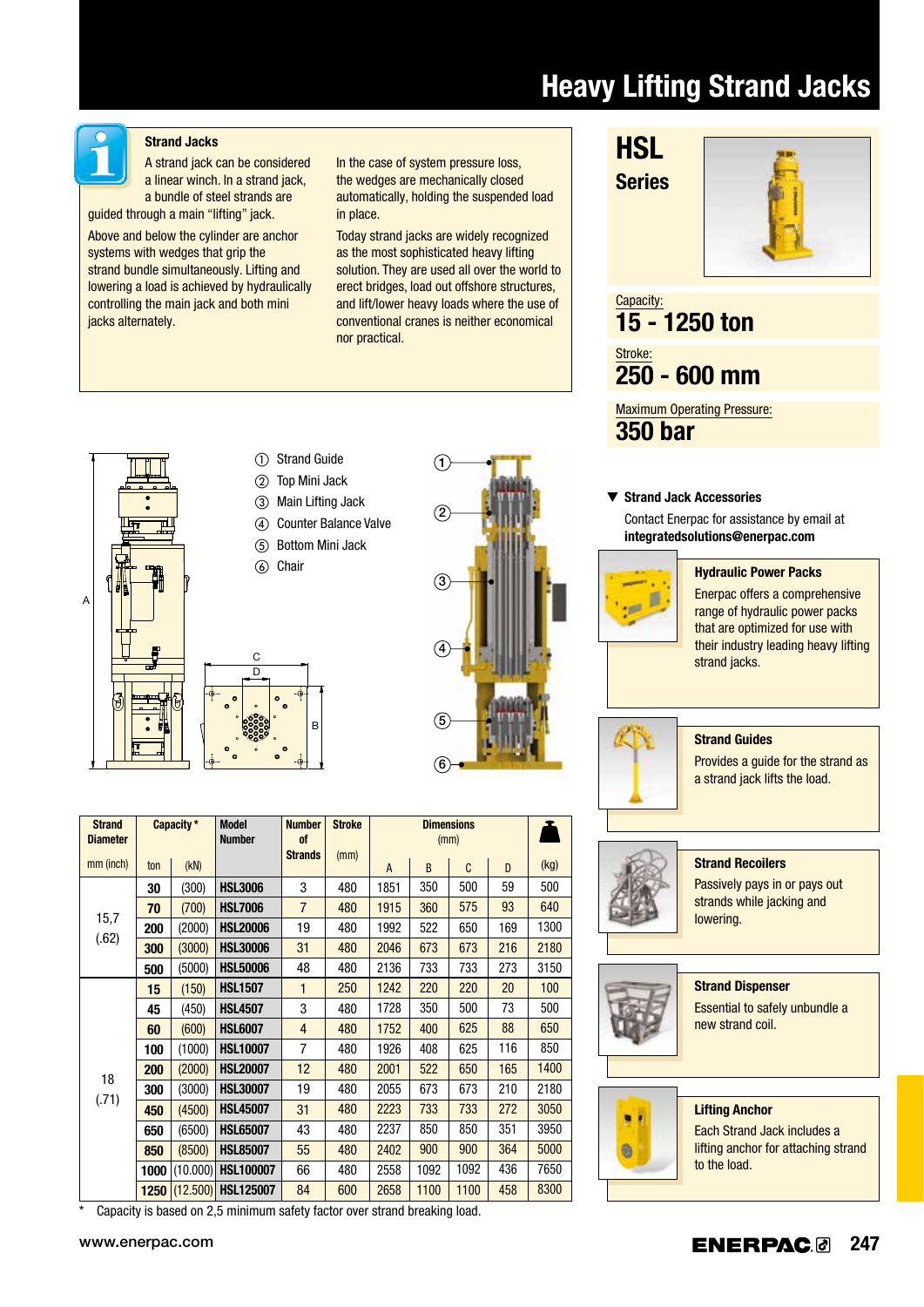# Heavy Lifting Strand Jacks

## HSL Series

Capacity:
**15 - 1250 ton**

Stroke:
**250 - 600 mm**

Maximum Operating Pressure:
**350 bar**

### Strand Jacks

A strand jack can be considered a linear winch. In a strand jack, a bundle of steel strands are guided through a main "lifting" jack.

Above and below the cylinder are anchor systems with wedges that grip the strand bundle simultaneously. Lifting and lowering a load is achieved by hydraulically controlling the main jack and both mini jacks alternately.

In the case of system pressure loss, the wedges are mechanically closed automatically, holding the suspended load in place.

Today strand jacks are widely recognized as the most sophisticated heavy lifting solution. They are used all over the world to erect bridges, load out offshore structures, and lift/lower heavy loads where the use of conventional cranes is neither economical nor practical.

① Strand Guide
② Top Mini Jack
③ Main Lifting Jack
④ Counter Balance Valve
⑤ Bottom Mini Jack
⑥ Chair

| Strand Diameter | Capacity * | | Model Number | Number of Strands | Stroke | Dimensions (mm) | | | | |
|---|---|---|---|---|---|---|---|---|---|---|
| mm (inch) | ton | (kN) | | | (mm) | A | B | C | D | (kg) |
| 15,7 (.62) | **30** | (300) | **HSL3006** | 3 | 480 | 1851 | 350 | 500 | 59 | 500 |
| | **70** | (700) | **HSL7006** | 7 | 480 | 1915 | 360 | 575 | 93 | 640 |
| | **200** | (2000) | **HSL20006** | 19 | 480 | 1992 | 522 | 650 | 169 | 1300 |
| | **300** | (3000) | **HSL30006** | 31 | 480 | 2046 | 673 | 673 | 216 | 2180 |
| | **500** | (5000) | **HSL50006** | 48 | 480 | 2136 | 733 | 733 | 273 | 3150 |
| 18 (.71) | **15** | (150) | **HSL1507** | 1 | 250 | 1242 | 220 | 220 | 20 | 100 |
| | **45** | (450) | **HSL4507** | 3 | 480 | 1728 | 350 | 500 | 73 | 500 |
| | **60** | (600) | **HSL6007** | 4 | 480 | 1752 | 400 | 625 | 88 | 650 |
| | **100** | (1000) | **HSL10007** | 7 | 480 | 1926 | 408 | 625 | 116 | 850 |
| | **200** | (2000) | **HSL20007** | 12 | 480 | 2001 | 522 | 650 | 165 | 1400 |
| | **300** | (3000) | **HSL30007** | 19 | 480 | 2055 | 673 | 673 | 210 | 2180 |
| | **450** | (4500) | **HSL45007** | 31 | 480 | 2223 | 733 | 733 | 272 | 3050 |
| | **650** | (6500) | **HSL65007** | 43 | 480 | 2237 | 850 | 850 | 351 | 3950 |
| | **850** | (8500) | **HSL85007** | 55 | 480 | 2402 | 900 | 900 | 364 | 5000 |
| | **1000** | (10.000) | **HSL100007** | 66 | 480 | 2558 | 1092 | 1092 | 436 | 7650 |
| | **1250** | (12.500) | **HSL125007** | 84 | 600 | 2658 | 1100 | 1100 | 458 | 8300 |

\* Capacity is based on 2,5 minimum safety factor over strand breaking load.

### ▼ Strand Jack Accessories

Contact Enerpac for assistance by email at **integratedsolutions@enerpac.com**

**Hydraulic Power Packs**
Enerpac offers a comprehensive range of hydraulic power packs that are optimized for use with their industry leading heavy lifting strand jacks.

**Strand Guides**
Provides a guide for the strand as a strand jack lifts the load.

**Strand Recoilers**
Passively pays in or pays out strands while jacking and lowering.

**Strand Dispenser**
Essential to safely unbundle a new strand coil.

**Lifting Anchor**
Each Strand Jack includes a lifting anchor for attaching strand to the load.

www.enerpac.com